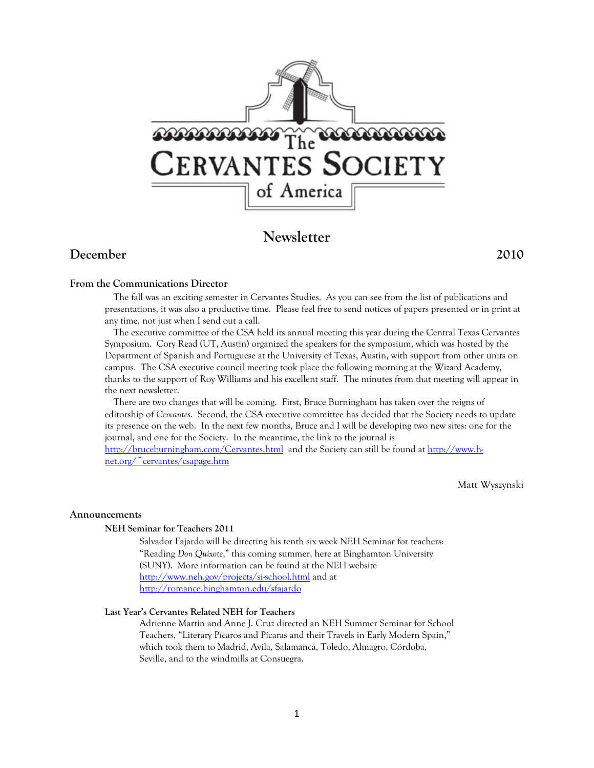# The Cervantes Society of America

## Newsletter

**December** **2010**

### From the Communications Director

The fall was an exciting semester in Cervantes Studies. As you can see from the list of publications and presentations, it was also a productive time. Please feel free to send notices of papers presented or in print at any time, not just when I send out a call.

The executive committee of the CSA held its annual meeting this year during the Central Texas Cervantes Symposium. Cory Read (UT, Austin) organized the speakers for the symposium, which was hosted by the Department of Spanish and Portuguese at the University of Texas, Austin, with support from other units on campus. The CSA executive council meeting took place the following morning at the Wizard Academy, thanks to the support of Roy Williams and his excellent staff. The minutes from that meeting will appear in the next newsletter.

There are two changes that will be coming. First, Bruce Burningham has taken over the reigns of editorship of *Cervantes*. Second, the CSA executive committee has decided that the Society needs to update its presence on the web. In the next few months, Bruce and I will be developing two new sites: one for the journal, and one for the Society. In the meantime, the link to the journal is http://bruceburningham.com/Cervantes.html and the Society can still be found at http://www.h-net.org/~cervantes/csapage.htm

Matt Wyszynski

### Announcements

#### NEH Seminar for Teachers 2011

Salvador Fajardo will be directing his tenth six week NEH Seminar for teachers: "Reading *Don Quixote*," this coming summer, here at Binghamton University (SUNY). More information can be found at the NEH website http://www.neh.gov/projects/si-school.html and at http://romance.binghamton.edu/sfajardo

#### Last Year's Cervantes Related NEH for Teachers

Adrienne Martín and Anne J. Cruz directed an NEH Summer Seminar for School Teachers, "Literary Pícaros and Pícaras and their Travels in Early Modern Spain," which took them to Madrid, Avila, Salamanca, Toledo, Almagro, Córdoba, Seville, and to the windmills at Consuegra.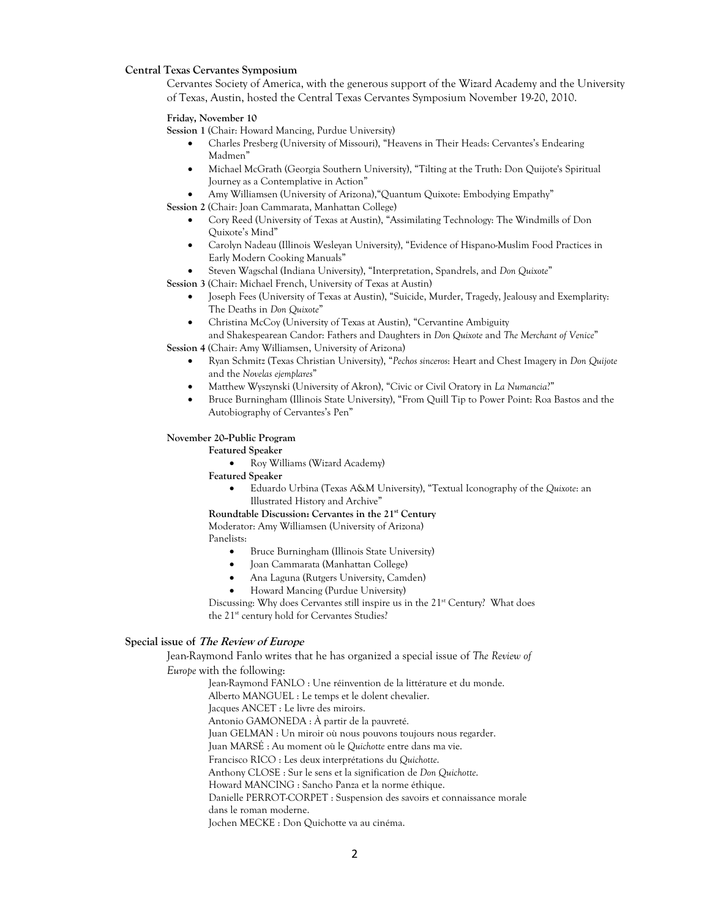## Central Texas Cervantes Symposium

Cervantes Society of America, with the generous support of the Wizard Academy and the University of Texas, Austin, hosted the Central Texas Cervantes Symposium November 19-20, 2010.

**Friday, November 10**

**Session 1** (Chair: Howard Mancing, Purdue University)

- Charles Presberg (University of Missouri), "Heavens in Their Heads: Cervantes's Endearing Madmen"
- Michael McGrath (Georgia Southern University), "Tilting at the Truth: Don Quijote's Spiritual Journey as a Contemplative in Action"
- Amy Williamsen (University of Arizona),"Quantum Quixote: Embodying Empathy"

**Session 2** (Chair: Joan Cammarata, Manhattan College)

- Cory Reed (University of Texas at Austin), "Assimilating Technology: The Windmills of Don Quixote's Mind"
- Carolyn Nadeau (Illinois Wesleyan University), "Evidence of Hispano-Muslim Food Practices in Early Modern Cooking Manuals"
- Steven Wagschal (Indiana University), "Interpretation, Spandrels, and *Don Quixote*"

**Session 3** (Chair: Michael French, University of Texas at Austin)

- Joseph Fees (University of Texas at Austin), "Suicide, Murder, Tragedy, Jealousy and Exemplarity: The Deaths in *Don Quixote*"
- Christina McCoy (University of Texas at Austin), "Cervantine Ambiguity and Shakespearean Candor: Fathers and Daughters in *Don Quixote* and *The Merchant of Venice*"

**Session 4** (Chair: Amy Williamsen, University of Arizona)

- Ryan Schmitz (Texas Christian University), "*Pechos sinceros*: Heart and Chest Imagery in *Don Quijote* and the *Novelas ejemplares*"
- Matthew Wyszynski (University of Akron), "Civic or Civil Oratory in *La Numancia*?"
- Bruce Burningham (Illinois State University), "From Quill Tip to Power Point: Roa Bastos and the Autobiography of Cervantes's Pen"

**November 20–Public Program**

**Featured Speaker**

- Roy Williams (Wizard Academy)

**Featured Speaker**

- Eduardo Urbina (Texas A&M University), "Textual Iconography of the *Quixote*: an Illustrated History and Archive"

**Roundtable Discussion: Cervantes in the 21st Century**

Moderator: Amy Williamsen (University of Arizona)

Panelists:

- Bruce Burningham (Illinois State University)
- Joan Cammarata (Manhattan College)
- Ana Laguna (Rutgers University, Camden)
- Howard Mancing (Purdue University)

Discussing: Why does Cervantes still inspire us in the 21st Century? What does the 21st century hold for Cervantes Studies?

## Special issue of *The Review of Europe*

Jean-Raymond Fanlo writes that he has organized a special issue of *The Review of Europe* with the following:

Jean-Raymond FANLO : Une réinvention de la littérature et du monde.  
Alberto MANGUEL : Le temps et le dolent chevalier.  
Jacques ANCET : Le livre des miroirs.  
Antonio GAMONEDA : À partir de la pauvreté.  
Juan GELMAN : Un miroir où nous pouvons toujours nous regarder.  
Juan MARSÉ : Au moment où le *Quichotte* entre dans ma vie.  
Francisco RICO : Les deux interprétations du *Quichotte*.  
Anthony CLOSE : Sur le sens et la signification de *Don Quichotte*.  
Howard MANCING : Sancho Panza et la norme éthique.  
Danielle PERROT-CORPET : Suspension des savoirs et connaissance morale dans le roman moderne.  
Jochen MECKE : Don Quichotte va au cinéma.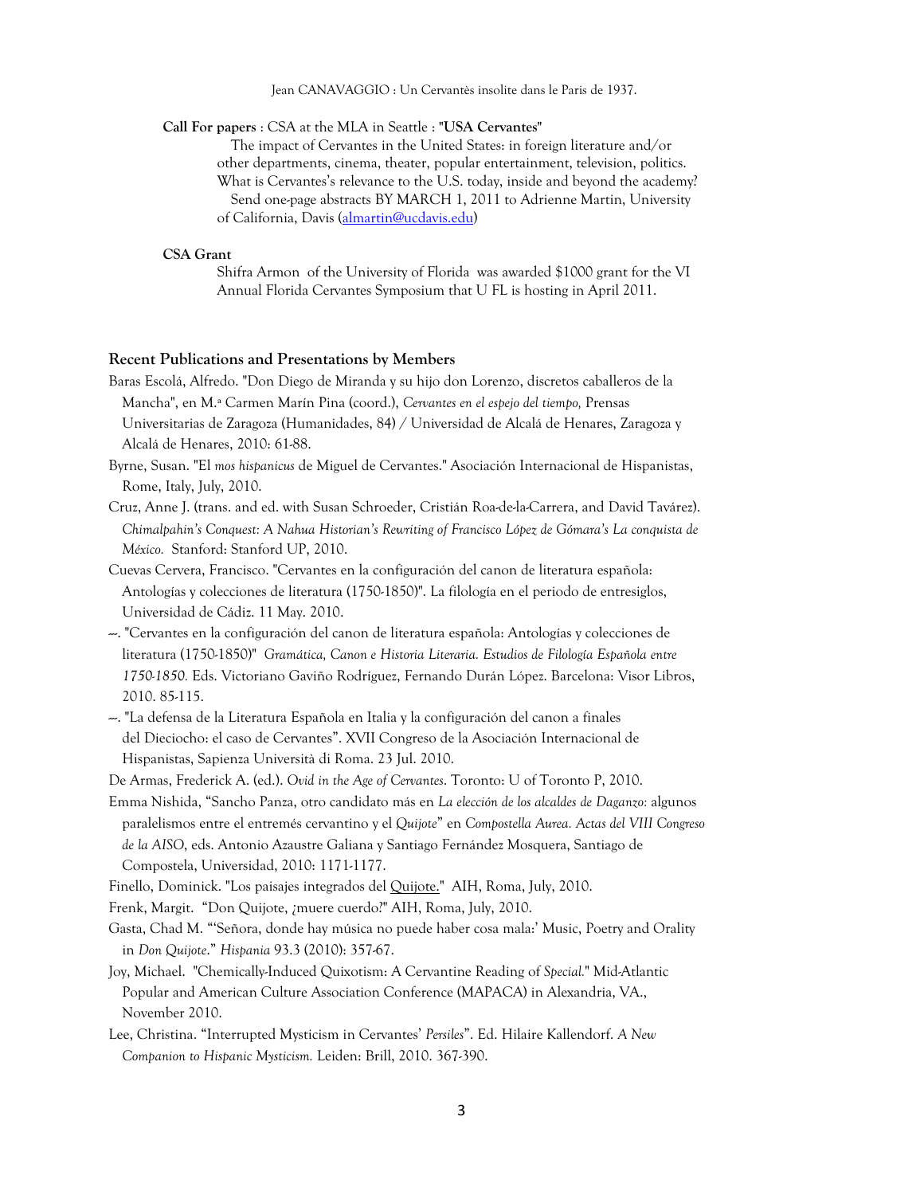Jean CANAVAGGIO : Un Cervantès insolite dans le Paris de 1937.

**Call For papers** : CSA at the MLA in Seattle : "**USA Cervantes**"

The impact of Cervantes in the United States: in foreign literature and/or other departments, cinema, theater, popular entertainment, television, politics. What is Cervantes's relevance to the U.S. today, inside and beyond the academy?
Send one-page abstracts BY MARCH 1, 2011 to Adrienne Martin, University of California, Davis (almartin@ucdavis.edu)

**CSA Grant**

Shifra Armon of the University of Florida was awarded $1000 grant for the VI Annual Florida Cervantes Symposium that U FL is hosting in April 2011.

### Recent Publications and Presentations by Members

Baras Escolá, Alfredo. "Don Diego de Miranda y su hijo don Lorenzo, discretos caballeros de la Mancha", en M.ª Carmen Marín Pina (coord.), *Cervantes en el espejo del tiempo,* Prensas Universitarias de Zaragoza (Humanidades, 84) / Universidad de Alcalá de Henares, Zaragoza y Alcalá de Henares, 2010: 61-88.

Byrne, Susan. "El *mos hispanicus* de Miguel de Cervantes." Asociación Internacional de Hispanistas, Rome, Italy, July, 2010.

Cruz, Anne J. (trans. and ed. with Susan Schroeder, Cristián Roa-de-la-Carrera, and David Tavárez). *Chimalpahin's Conquest: A Nahua Historian's Rewriting of Francisco López de Gómara's La conquista de México.* Stanford: Stanford UP, 2010.

Cuevas Cervera, Francisco. "Cervantes en la configuración del canon de literatura española: Antologías y colecciones de literatura (1750-1850)". La filología en el periodo de entresiglos, Universidad de Cádiz. 11 May. 2010.

---. "Cervantes en la configuración del canon de literatura española: Antologías y colecciones de literatura (1750-1850)" *Gramática, Canon e Historia Literaria. Estudios de Filología Española entre 1750-1850.* Eds. Victoriano Gaviño Rodríguez, Fernando Durán López. Barcelona: Visor Libros, 2010. 85-115.

---. "La defensa de la Literatura Española en Italia y la configuración del canon a finales del Dieciocho: el caso de Cervantes". XVII Congreso de la Asociación Internacional de Hispanistas, Sapienza Università di Roma. 23 Jul. 2010.

De Armas, Frederick A. (ed.). *Ovid in the Age of Cervantes*. Toronto: U of Toronto P, 2010.

Emma Nishida, "Sancho Panza, otro candidato más en *La elección de los alcaldes de Daganzo:* algunos paralelismos entre el entremés cervantino y el *Quijote*" en *Compostella Aurea. Actas del VIII Congreso de la AISO*, eds. Antonio Azaustre Galiana y Santiago Fernández Mosquera, Santiago de Compostela, Universidad, 2010: 1171-1177.

Finello, Dominick. "Los paisajes integrados del Quijote." AIH, Roma, July, 2010.

Frenk, Margit. "Don Quijote, ¿muere cuerdo?" AIH, Roma, July, 2010.

Gasta, Chad M. "'Señora, donde hay música no puede haber cosa mala:' Music, Poetry and Orality in *Don Quijote*." *Hispania* 93.3 (2010): 357-67.

Joy, Michael. "Chemically-Induced Quixotism: A Cervantine Reading of *Special.*" Mid-Atlantic Popular and American Culture Association Conference (MAPACA) in Alexandria, VA., November 2010.

Lee, Christina. "Interrupted Mysticism in Cervantes' *Persiles*". Ed. Hilaire Kallendorf. *A New Companion to Hispanic Mysticism.* Leiden: Brill, 2010. 367-390.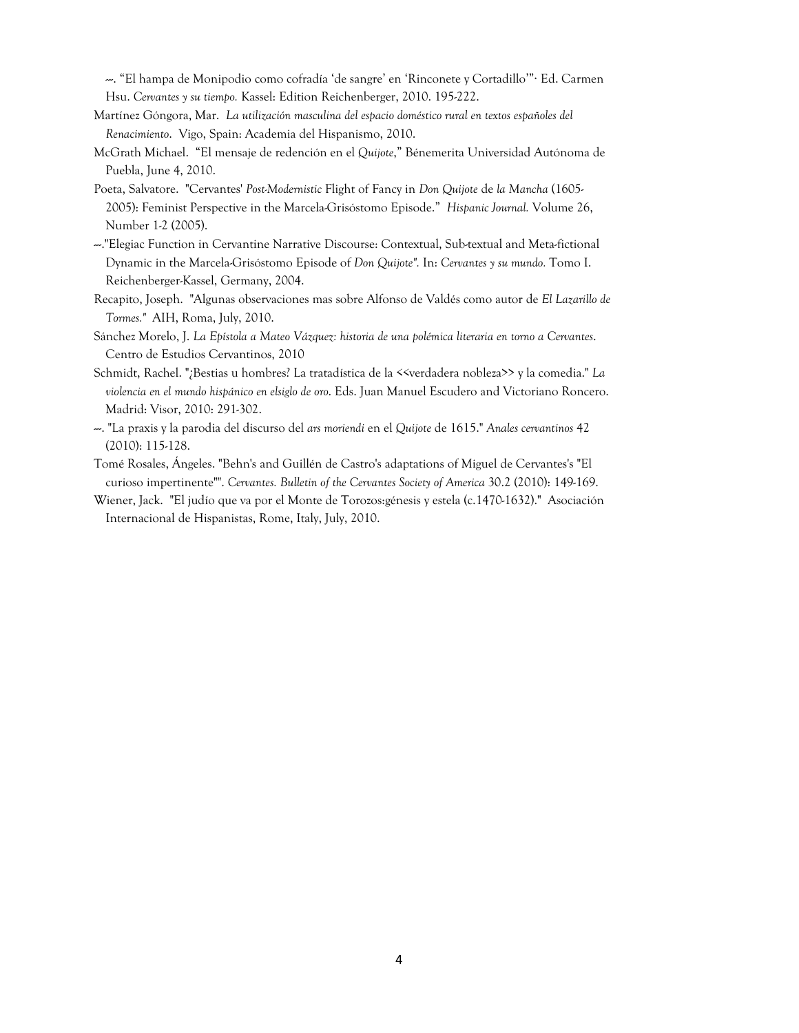---. "El hampa de Monipodio como cofradía 'de sangre' en 'Rinconete y Cortadillo'". Ed. Carmen Hsu. *Cervantes y su tiempo.* Kassel: Edition Reichenberger, 2010. 195-222.

Martínez Góngora, Mar. *La utilización masculina del espacio doméstico rural en textos españoles del Renacimiento*. Vigo, Spain: Academia del Hispanismo, 2010.

McGrath Michael. "El mensaje de redención en el *Quijote*," Bénemerita Universidad Autónoma de Puebla, June 4, 2010.

Poeta, Salvatore. "Cervantes' *Post-Modernistic* Flight of Fancy in *Don Quijote* de *la Mancha* (1605-2005): Feminist Perspective in the Marcela-Grisóstomo Episode." *Hispanic Journal.* Volume 26, Number 1-2 (2005).

---."Elegiac Function in Cervantine Narrative Discourse: Contextual, Sub-textual and Meta-fictional Dynamic in the Marcela-Grisóstomo Episode of *Don Quijote".* In: *Cervantes y su mundo.* Tomo I. Reichenberger-Kassel, Germany, 2004.

Recapito, Joseph. "Algunas observaciones mas sobre Alfonso de Valdés como autor de *El Lazarillo de Tormes."* AIH, Roma, July, 2010.

Sánchez Morelo, J. *La Epístola a Mateo Vázquez: historia de una polémica literaria en torno a Cervantes*. Centro de Estudios Cervantinos, 2010

Schmidt, Rachel. "¿Bestias u hombres? La tratadística de la <<verdadera nobleza>> y la comedia." *La violencia en el mundo hispánico en elsiglo de oro*. Eds. Juan Manuel Escudero and Victoriano Roncero. Madrid: Visor, 2010: 291-302.

---. "La praxis y la parodia del discurso del *ars moriendi* en el *Quijote* de 1615." *Anales cervantinos* 42 (2010): 115-128.

Tomé Rosales, Ángeles. "Behn's and Guillén de Castro's adaptations of Miguel de Cervantes's "El curioso impertinente"". *Cervantes. Bulletin of the Cervantes Society of America* 30.2 (2010): 149-169.

Wiener, Jack. "El judío que va por el Monte de Torozos:génesis y estela (c.1470-1632)." Asociación Internacional de Hispanistas, Rome, Italy, July, 2010.